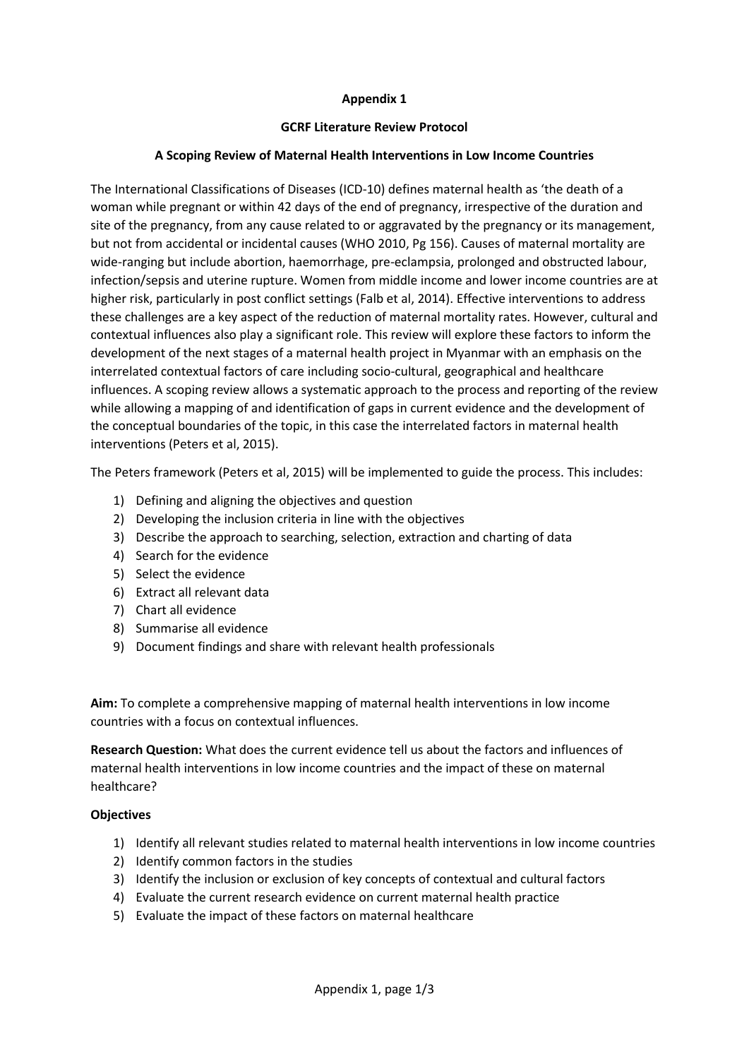**Appendix 1**

**GCRF Literature Review Protocol**

**A Scoping Review of Maternal Health Interventions in Low Income Countries**

The International Classifications of Diseases (ICD-10) defines maternal health as 'the death of a woman while pregnant or within 42 days of the end of pregnancy, irrespective of the duration and site of the pregnancy, from any cause related to or aggravated by the pregnancy or its management, but not from accidental or incidental causes (WHO 2010, Pg 156). Causes of maternal mortality are wide-ranging but include abortion, haemorrhage, pre-eclampsia, prolonged and obstructed labour, infection/sepsis and uterine rupture. Women from middle income and lower income countries are at higher risk, particularly in post conflict settings (Falb et al, 2014). Effective interventions to address these challenges are a key aspect of the reduction of maternal mortality rates. However, cultural and contextual influences also play a significant role. This review will explore these factors to inform the development of the next stages of a maternal health project in Myanmar with an emphasis on the interrelated contextual factors of care including socio-cultural, geographical and healthcare influences. A scoping review allows a systematic approach to the process and reporting of the review while allowing a mapping of and identification of gaps in current evidence and the development of the conceptual boundaries of the topic, in this case the interrelated factors in maternal health interventions (Peters et al, 2015).

The Peters framework (Peters et al, 2015) will be implemented to guide the process. This includes:

1) Defining and aligning the objectives and question
2) Developing the inclusion criteria in line with the objectives
3) Describe the approach to searching, selection, extraction and charting of data
4) Search for the evidence
5) Select the evidence
6) Extract all relevant data
7) Chart all evidence
8) Summarise all evidence
9) Document findings and share with relevant health professionals

**Aim:** To complete a comprehensive mapping of maternal health interventions in low income countries with a focus on contextual influences.

**Research Question:** What does the current evidence tell us about the factors and influences of maternal health interventions in low income countries and the impact of these on maternal healthcare?

**Objectives**

1) Identify all relevant studies related to maternal health interventions in low income countries
2) Identify common factors in the studies
3) Identify the inclusion or exclusion of key concepts of contextual and cultural factors
4) Evaluate the current research evidence on current maternal health practice
5) Evaluate the impact of these factors on maternal healthcare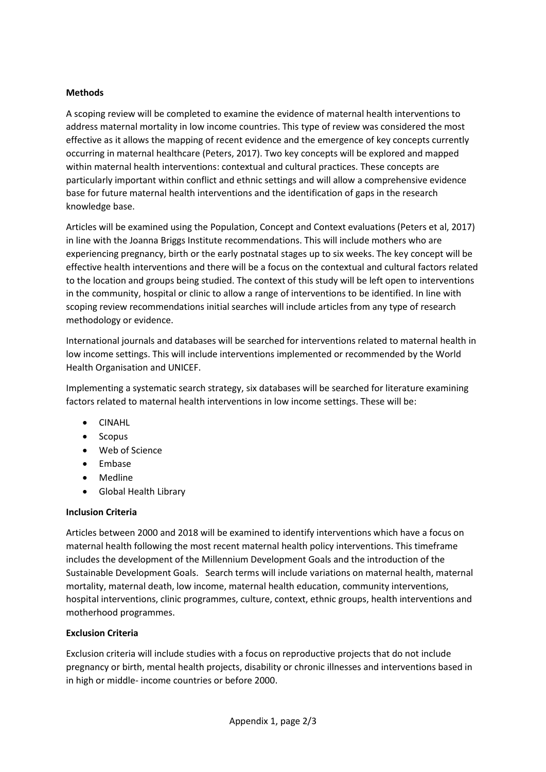**Methods**

A scoping review will be completed to examine the evidence of maternal health interventions to address maternal mortality in low income countries. This type of review was considered the most effective as it allows the mapping of recent evidence and the emergence of key concepts currently occurring in maternal healthcare (Peters, 2017). Two key concepts will be explored and mapped within maternal health interventions: contextual and cultural practices. These concepts are particularly important within conflict and ethnic settings and will allow a comprehensive evidence base for future maternal health interventions and the identification of gaps in the research knowledge base.

Articles will be examined using the Population, Concept and Context evaluations (Peters et al, 2017) in line with the Joanna Briggs Institute recommendations. This will include mothers who are experiencing pregnancy, birth or the early postnatal stages up to six weeks. The key concept will be effective health interventions and there will be a focus on the contextual and cultural factors related to the location and groups being studied. The context of this study will be left open to interventions in the community, hospital or clinic to allow a range of interventions to be identified. In line with scoping review recommendations initial searches will include articles from any type of research methodology or evidence.

International journals and databases will be searched for interventions related to maternal health in low income settings. This will include interventions implemented or recommended by the World Health Organisation and UNICEF.

Implementing a systematic search strategy, six databases will be searched for literature examining factors related to maternal health interventions in low income settings. These will be:

- CINAHL
- Scopus
- Web of Science
- Embase
- Medline
- Global Health Library

**Inclusion Criteria**

Articles between 2000 and 2018 will be examined to identify interventions which have a focus on maternal health following the most recent maternal health policy interventions. This timeframe includes the development of the Millennium Development Goals and the introduction of the Sustainable Development Goals. Search terms will include variations on maternal health, maternal mortality, maternal death, low income, maternal health education, community interventions, hospital interventions, clinic programmes, culture, context, ethnic groups, health interventions and motherhood programmes.

**Exclusion Criteria**

Exclusion criteria will include studies with a focus on reproductive projects that do not include pregnancy or birth, mental health projects, disability or chronic illnesses and interventions based in in high or middle- income countries or before 2000.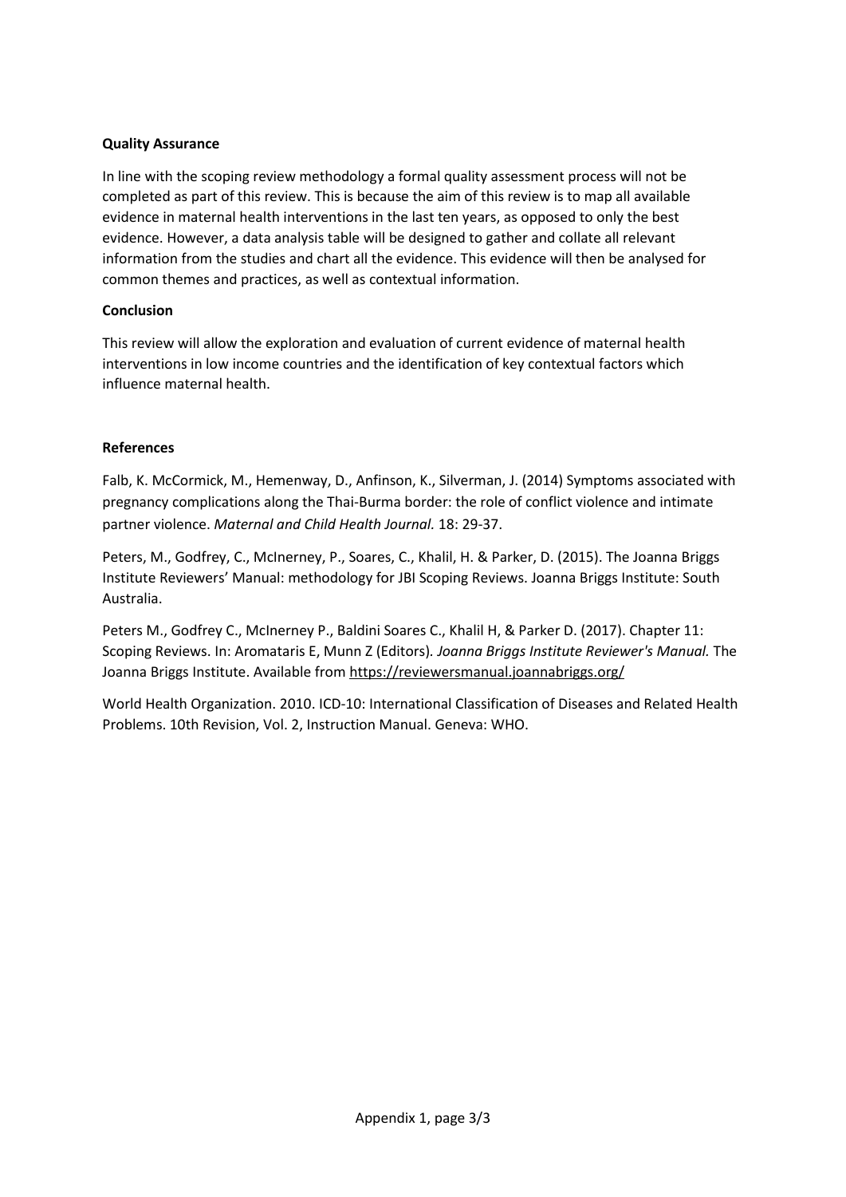**Quality Assurance**

In line with the scoping review methodology a formal quality assessment process will not be completed as part of this review. This is because the aim of this review is to map all available evidence in maternal health interventions in the last ten years, as opposed to only the best evidence. However, a data analysis table will be designed to gather and collate all relevant information from the studies and chart all the evidence. This evidence will then be analysed for common themes and practices, as well as contextual information.

**Conclusion**

This review will allow the exploration and evaluation of current evidence of maternal health interventions in low income countries and the identification of key contextual factors which influence maternal health.

**References**

Falb, K. McCormick, M., Hemenway, D., Anfinson, K., Silverman, J. (2014) Symptoms associated with pregnancy complications along the Thai-Burma border: the role of conflict violence and intimate partner violence. *Maternal and Child Health Journal.* 18: 29-37.

Peters, M., Godfrey, C., McInerney, P., Soares, C., Khalil, H. & Parker, D. (2015). The Joanna Briggs Institute Reviewers' Manual: methodology for JBI Scoping Reviews. Joanna Briggs Institute: South Australia.

Peters M., Godfrey C., McInerney P., Baldini Soares C., Khalil H, & Parker D. (2017). Chapter 11: Scoping Reviews. In: Aromataris E, Munn Z (Editors). *Joanna Briggs Institute Reviewer's Manual.* The Joanna Briggs Institute. Available from https://reviewersmanual.joannabriggs.org/

World Health Organization. 2010. ICD-10: International Classification of Diseases and Related Health Problems. 10th Revision, Vol. 2, Instruction Manual. Geneva: WHO.